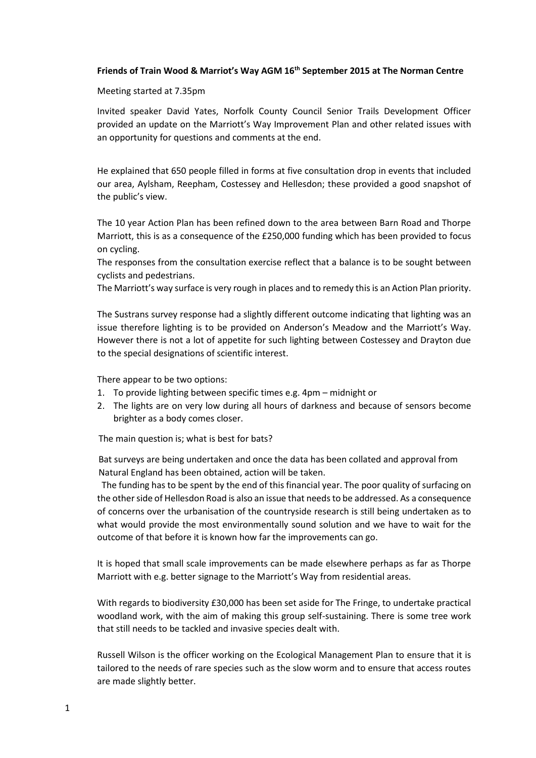**Friends of Train Wood & Marriot's Way AGM 16th September 2015 at The Norman Centre**

Meeting started at 7.35pm

Invited speaker David Yates, Norfolk County Council Senior Trails Development Officer provided an update on the Marriott's Way Improvement Plan and other related issues with an opportunity for questions and comments at the end.

He explained that 650 people filled in forms at five consultation drop in events that included our area, Aylsham, Reepham, Costessey and Hellesdon; these provided a good snapshot of the public's view.

The 10 year Action Plan has been refined down to the area between Barn Road and Thorpe Marriott, this is as a consequence of the £250,000 funding which has been provided to focus on cycling.

The responses from the consultation exercise reflect that a balance is to be sought between cyclists and pedestrians.

The Marriott's way surface is very rough in places and to remedy this is an Action Plan priority.

The Sustrans survey response had a slightly different outcome indicating that lighting was an issue therefore lighting is to be provided on Anderson's Meadow and the Marriott's Way. However there is not a lot of appetite for such lighting between Costessey and Drayton due to the special designations of scientific interest.

There appear to be two options:

1. To provide lighting between specific times e.g. 4pm – midnight or
2. The lights are on very low during all hours of darkness and because of sensors become brighter as a body comes closer.

The main question is; what is best for bats?

Bat surveys are being undertaken and once the data has been collated and approval from Natural England has been obtained, action will be taken.

The funding has to be spent by the end of this financial year. The poor quality of surfacing on the other side of Hellesdon Road is also an issue that needs to be addressed. As a consequence of concerns over the urbanisation of the countryside research is still being undertaken as to what would provide the most environmentally sound solution and we have to wait for the outcome of that before it is known how far the improvements can go.

It is hoped that small scale improvements can be made elsewhere perhaps as far as Thorpe Marriott with e.g. better signage to the Marriott's Way from residential areas.

With regards to biodiversity £30,000 has been set aside for The Fringe, to undertake practical woodland work, with the aim of making this group self-sustaining. There is some tree work that still needs to be tackled and invasive species dealt with.

Russell Wilson is the officer working on the Ecological Management Plan to ensure that it is tailored to the needs of rare species such as the slow worm and to ensure that access routes are made slightly better.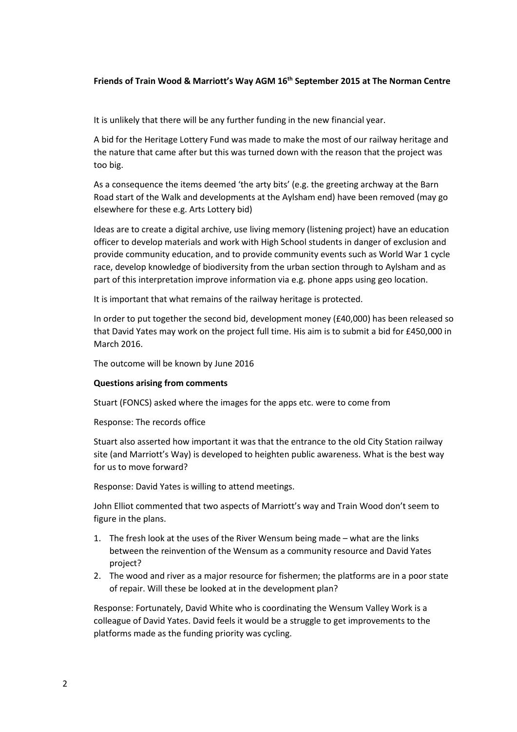**Friends of Train Wood & Marriott's Way AGM 16th September 2015 at The Norman Centre**

It is unlikely that there will be any further funding in the new financial year.

A bid for the Heritage Lottery Fund was made to make the most of our railway heritage and the nature that came after but this was turned down with the reason that the project was too big.

As a consequence the items deemed 'the arty bits' (e.g. the greeting archway at the Barn Road start of the Walk and developments at the Aylsham end) have been removed (may go elsewhere for these e.g. Arts Lottery bid)

Ideas are to create a digital archive, use living memory (listening project) have an education officer to develop materials and work with High School students in danger of exclusion and provide community education, and to provide community events such as World War 1 cycle race, develop knowledge of biodiversity from the urban section through to Aylsham and as part of this interpretation improve information via e.g. phone apps using geo location.

It is important that what remains of the railway heritage is protected.

In order to put together the second bid, development money (£40,000) has been released so that David Yates may work on the project full time. His aim is to submit a bid for £450,000 in March 2016.

The outcome will be known by June 2016

**Questions arising from comments**

Stuart (FONCS) asked where the images for the apps etc. were to come from

Response: The records office

Stuart also asserted how important it was that the entrance to the old City Station railway site (and Marriott's Way) is developed to heighten public awareness. What is the best way for us to move forward?

Response: David Yates is willing to attend meetings.

John Elliot commented that two aspects of Marriott's way and Train Wood don't seem to figure in the plans.

1. The fresh look at the uses of the River Wensum being made – what are the links between the reinvention of the Wensum as a community resource and David Yates project?
2. The wood and river as a major resource for fishermen; the platforms are in a poor state of repair. Will these be looked at in the development plan?

Response: Fortunately, David White who is coordinating the Wensum Valley Work is a colleague of David Yates. David feels it would be a struggle to get improvements to the platforms made as the funding priority was cycling.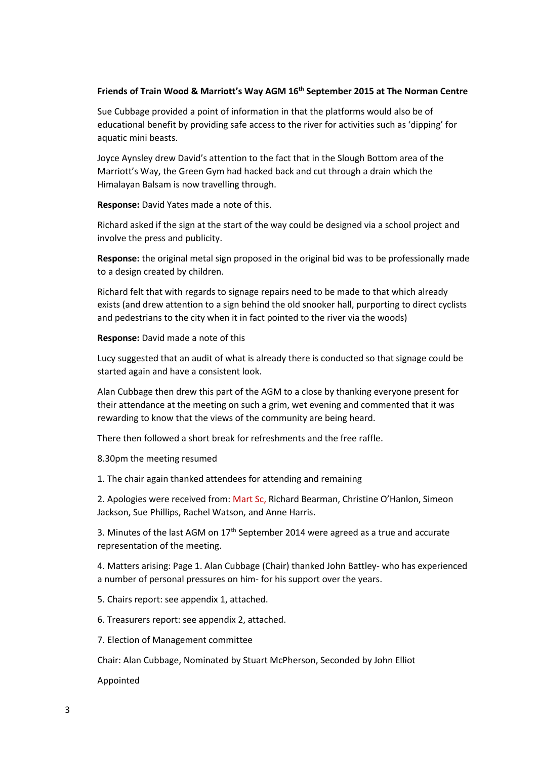**Friends of Train Wood & Marriott's Way AGM 16th September 2015 at The Norman Centre**

Sue Cubbage provided a point of information in that the platforms would also be of educational benefit by providing safe access to the river for activities such as 'dipping' for aquatic mini beasts.

Joyce Aynsley drew David's attention to the fact that in the Slough Bottom area of the Marriott's Way, the Green Gym had hacked back and cut through a drain which the Himalayan Balsam is now travelling through.

**Response:** David Yates made a note of this.

Richard asked if the sign at the start of the way could be designed via a school project and involve the press and publicity.

**Response:** the original metal sign proposed in the original bid was to be professionally made to a design created by children.

Richard felt that with regards to signage repairs need to be made to that which already exists (and drew attention to a sign behind the old snooker hall, purporting to direct cyclists and pedestrians to the city when it in fact pointed to the river via the woods)

**Response:** David made a note of this

Lucy suggested that an audit of what is already there is conducted so that signage could be started again and have a consistent look.

Alan Cubbage then drew this part of the AGM to a close by thanking everyone present for their attendance at the meeting on such a grim, wet evening and commented that it was rewarding to know that the views of the community are being heard.

There then followed a short break for refreshments and the free raffle.

8.30pm the meeting resumed

1. The chair again thanked attendees for attending and remaining

2. Apologies were received from: Mart Sc, Richard Bearman, Christine O'Hanlon, Simeon Jackson, Sue Phillips, Rachel Watson, and Anne Harris.

3. Minutes of the last AGM on 17th September 2014 were agreed as a true and accurate representation of the meeting.

4. Matters arising: Page 1. Alan Cubbage (Chair) thanked John Battley- who has experienced a number of personal pressures on him- for his support over the years.

5. Chairs report: see appendix 1, attached.

6. Treasurers report: see appendix 2, attached.

7. Election of Management committee

Chair: Alan Cubbage, Nominated by Stuart McPherson, Seconded by John Elliot

Appointed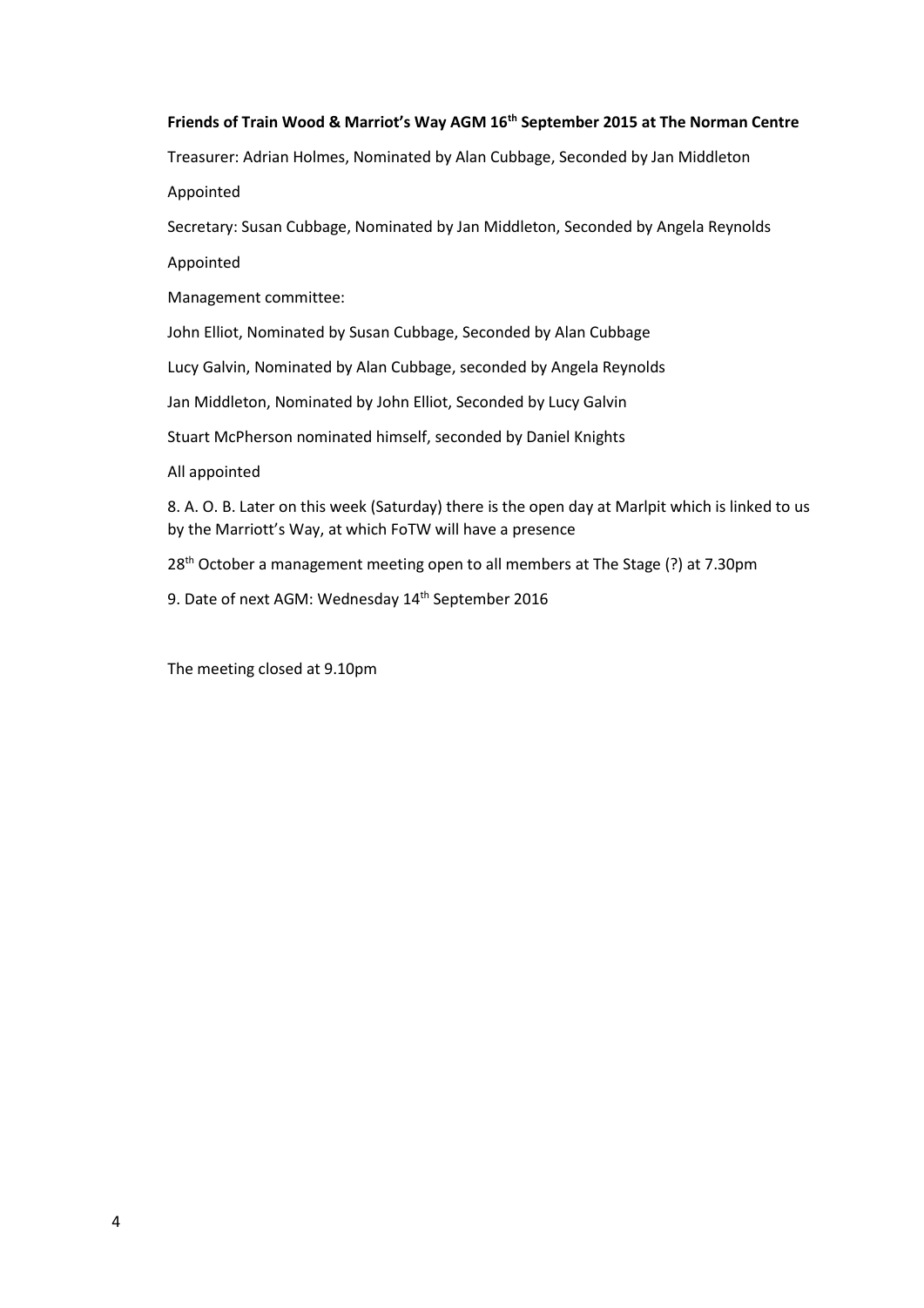**Friends of Train Wood & Marriot's Way AGM 16th September 2015 at The Norman Centre**

Treasurer: Adrian Holmes, Nominated by Alan Cubbage, Seconded by Jan Middleton

Appointed

Secretary: Susan Cubbage, Nominated by Jan Middleton, Seconded by Angela Reynolds

Appointed

Management committee:

John Elliot, Nominated by Susan Cubbage, Seconded by Alan Cubbage

Lucy Galvin, Nominated by Alan Cubbage, seconded by Angela Reynolds

Jan Middleton, Nominated by John Elliot, Seconded by Lucy Galvin

Stuart McPherson nominated himself, seconded by Daniel Knights

All appointed

8. A. O. B. Later on this week (Saturday) there is the open day at Marlpit which is linked to us by the Marriott's Way, at which FoTW will have a presence

28th October a management meeting open to all members at The Stage (?) at 7.30pm

9. Date of next AGM: Wednesday 14th September 2016

The meeting closed at 9.10pm